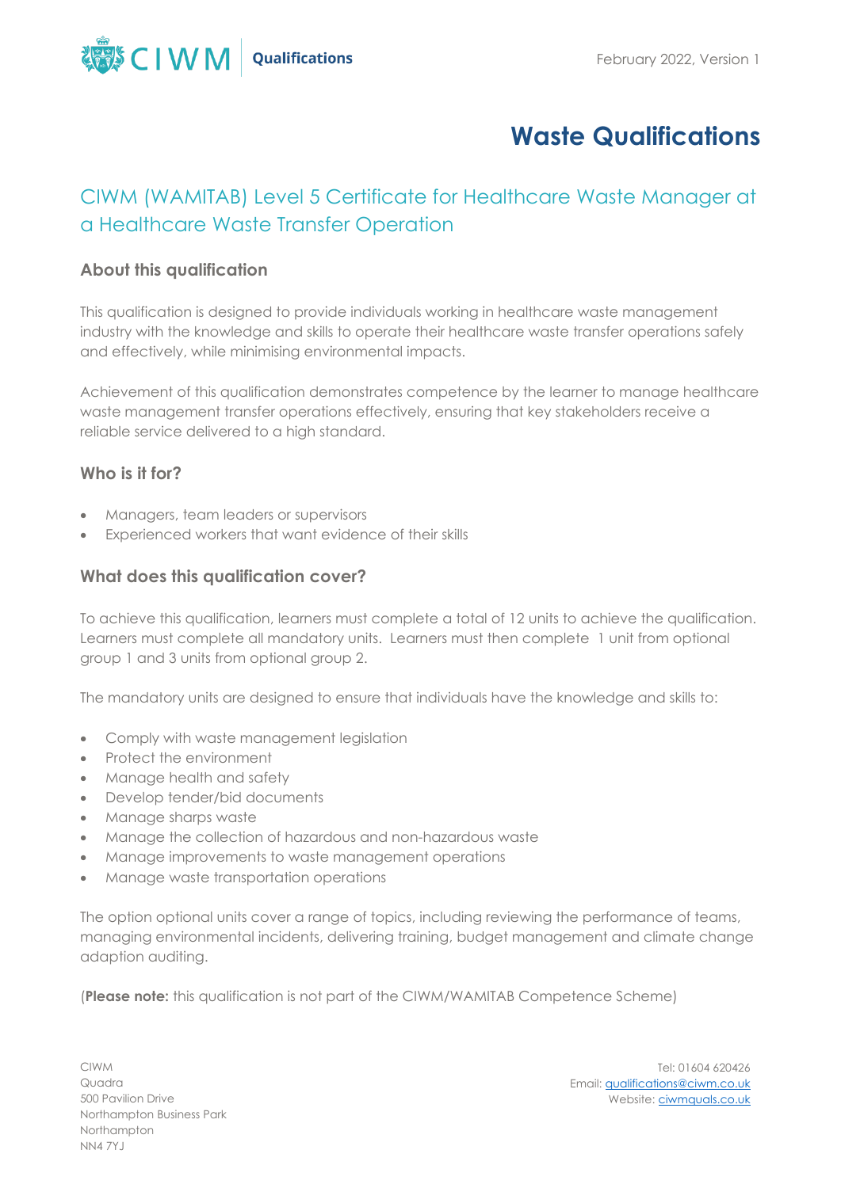# Waste Qualifications

## CIWM (WAMITAB) Level 5 Certificate for Healthcare Waste Manager at a Healthcare Waste Transfer Operation

### About this qualification

This qualification is designed to provide individuals working in healthcare waste management industry with the knowledge and skills to operate their healthcare waste transfer operations safely and effectively, while minimising environmental impacts.

Achievement of this qualification demonstrates competence by the learner to manage healthcare waste management transfer operations effectively, ensuring that key stakeholders receive a reliable service delivered to a high standard.

### Who is it for?

- Managers, team leaders or supervisors
- Experienced workers that want evidence of their skills

### What does this qualification cover?

To achieve this qualification, learners must complete a total of 12 units to achieve the qualification. Learners must complete all mandatory units. Learners must then complete 1 unit from optional group 1 and 3 units from optional group 2.

The mandatory units are designed to ensure that individuals have the knowledge and skills to:

- Comply with waste management legislation
- Protect the environment
- Manage health and safety
- Develop tender/bid documents
- Manage sharps waste
- Manage the collection of hazardous and non-hazardous waste
- Manage improvements to waste management operations
- Manage waste transportation operations

The option optional units cover a range of topics, including reviewing the performance of teams, managing environmental incidents, delivering training, budget management and climate change adaption auditing.

(**Please note:** this qualification is not part of the CIWM/WAMITAB Competence Scheme)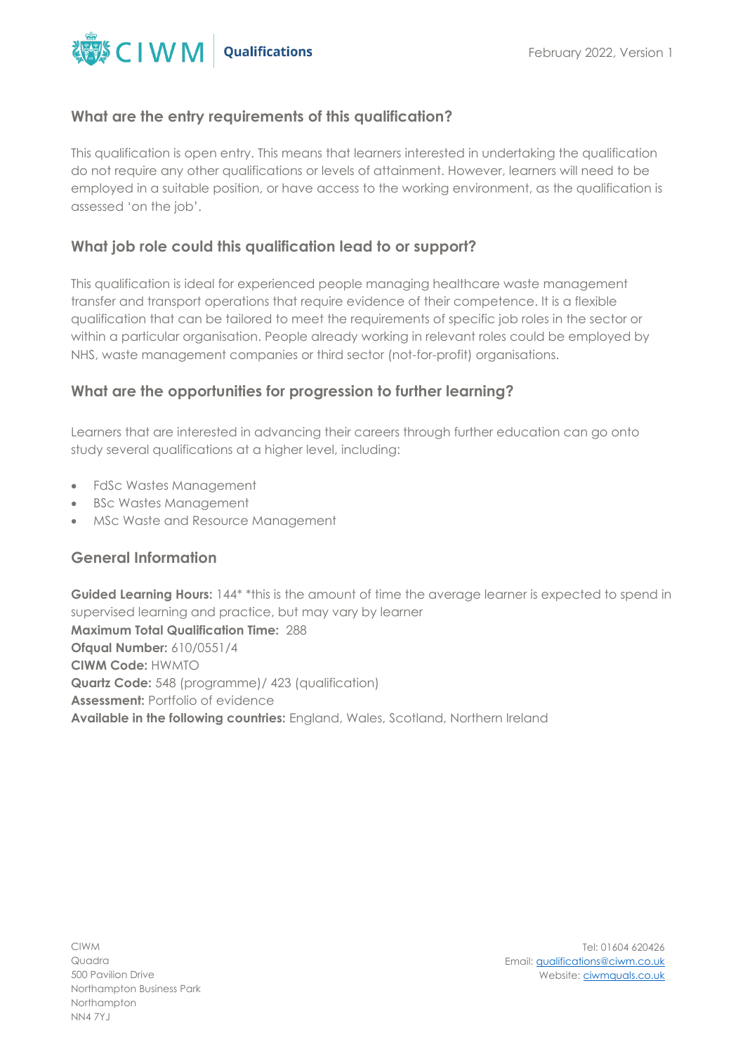## What are the entry requirements of this qualification?

This qualification is open entry. This means that learners interested in undertaking the qualification do not require any other qualifications or levels of attainment. However, learners will need to be employed in a suitable position, or have access to the working environment, as the qualification is assessed 'on the job'.

## What job role could this qualification lead to or support?

This qualification is ideal for experienced people managing healthcare waste management transfer and transport operations that require evidence of their competence. It is a flexible qualification that can be tailored to meet the requirements of specific job roles in the sector or within a particular organisation. People already working in relevant roles could be employed by NHS, waste management companies or third sector (not-for-profit) organisations.

## What are the opportunities for progression to further learning?

Learners that are interested in advancing their careers through further education can go onto study several qualifications at a higher level, including:

- FdSc Wastes Management
- BSc Wastes Management
- MSc Waste and Resource Management

## General Information

**Guided Learning Hours:** 144* *this is the amount of time the average learner is expected to spend in supervised learning and practice, but may vary by learner
**Maximum Total Qualification Time:** 288
**Ofqual Number:** 610/0551/4
**CIWM Code:** HWMTO
**Quartz Code:** 548 (programme)/ 423 (qualification)
**Assessment:** Portfolio of evidence
**Available in the following countries:** England, Wales, Scotland, Northern Ireland

CIWM
Quadra
500 Pavilion Drive
Northampton Business Park
Northampton
NN4 7YJ

Tel: 01604 620426
Email: qualifications@ciwm.co.uk
Website: ciwmquals.co.uk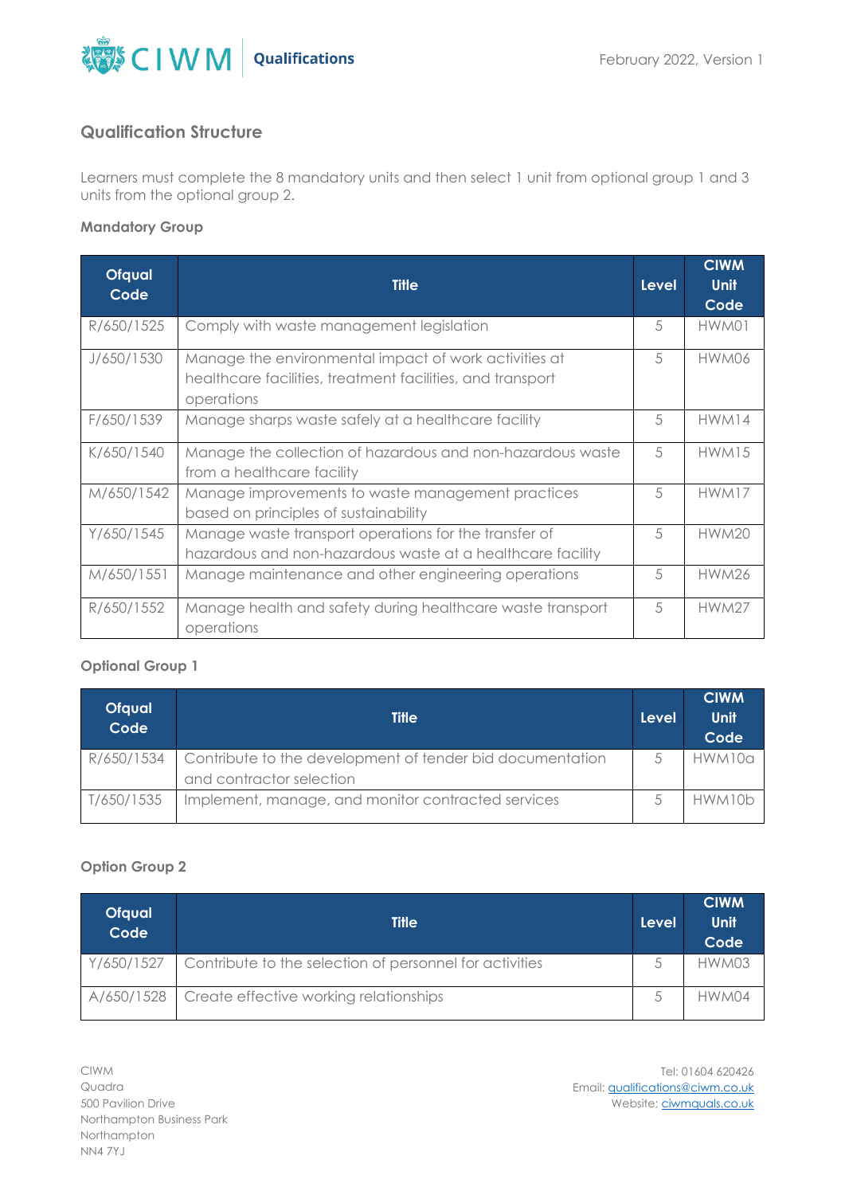## Qualification Structure

Learners must complete the 8 mandatory units and then select 1 unit from optional group 1 and 3 units from the optional group 2.

### Mandatory Group

| Ofqual Code | Title | Level | CIWM Unit Code |
|---|---|---|---|
| R/650/1525 | Comply with waste management legislation | 5 | HWM01 |
| J/650/1530 | Manage the environmental impact of work activities at healthcare facilities, treatment facilities, and transport operations | 5 | HWM06 |
| F/650/1539 | Manage sharps waste safely at a healthcare facility | 5 | HWM14 |
| K/650/1540 | Manage the collection of hazardous and non-hazardous waste from a healthcare facility | 5 | HWM15 |
| M/650/1542 | Manage improvements to waste management practices based on principles of sustainability | 5 | HWM17 |
| Y/650/1545 | Manage waste transport operations for the transfer of hazardous and non-hazardous waste at a healthcare facility | 5 | HWM20 |
| M/650/1551 | Manage maintenance and other engineering operations | 5 | HWM26 |
| R/650/1552 | Manage health and safety during healthcare waste transport operations | 5 | HWM27 |

### Optional Group 1

| Ofqual Code | Title | Level | CIWM Unit Code |
|---|---|---|---|
| R/650/1534 | Contribute to the development of tender bid documentation and contractor selection | 5 | HWM10a |
| T/650/1535 | Implement, manage, and monitor contracted services | 5 | HWM10b |

### Option Group 2

| Ofqual Code | Title | Level | CIWM Unit Code |
|---|---|---|---|
| Y/650/1527 | Contribute to the selection of personnel for activities | 5 | HWM03 |
| A/650/1528 | Create effective working relationships | 5 | HWM04 |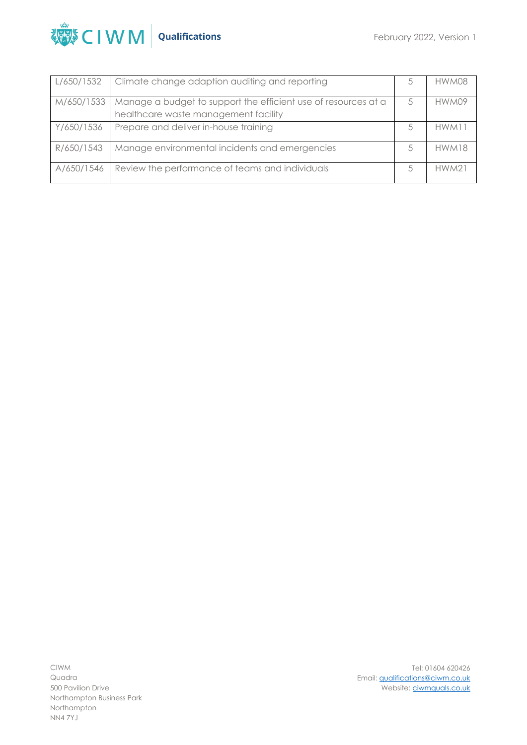| | | | |
|---|---|---|---|
| L/650/1532 | Climate change adaption auditing and reporting | 5 | HWM08 |
| M/650/1533 | Manage a budget to support the efficient use of resources at a healthcare waste management facility | 5 | HWM09 |
| Y/650/1536 | Prepare and deliver in-house training | 5 | HWM11 |
| R/650/1543 | Manage environmental incidents and emergencies | 5 | HWM18 |
| A/650/1546 | Review the performance of teams and individuals | 5 | HWM21 |